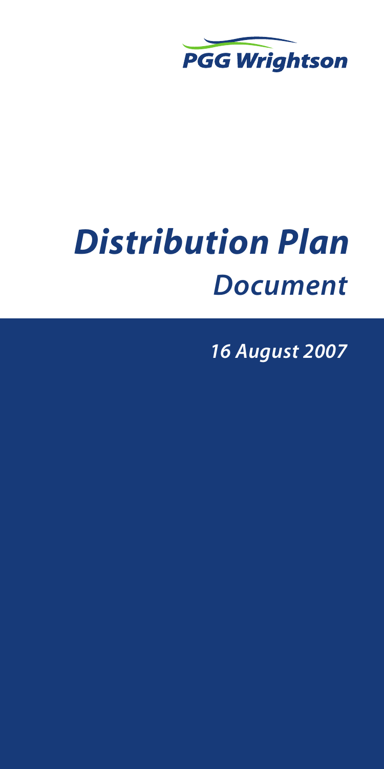PGG Wrightson

# *Distribution Plan*

## *Document*

*16 August 2007*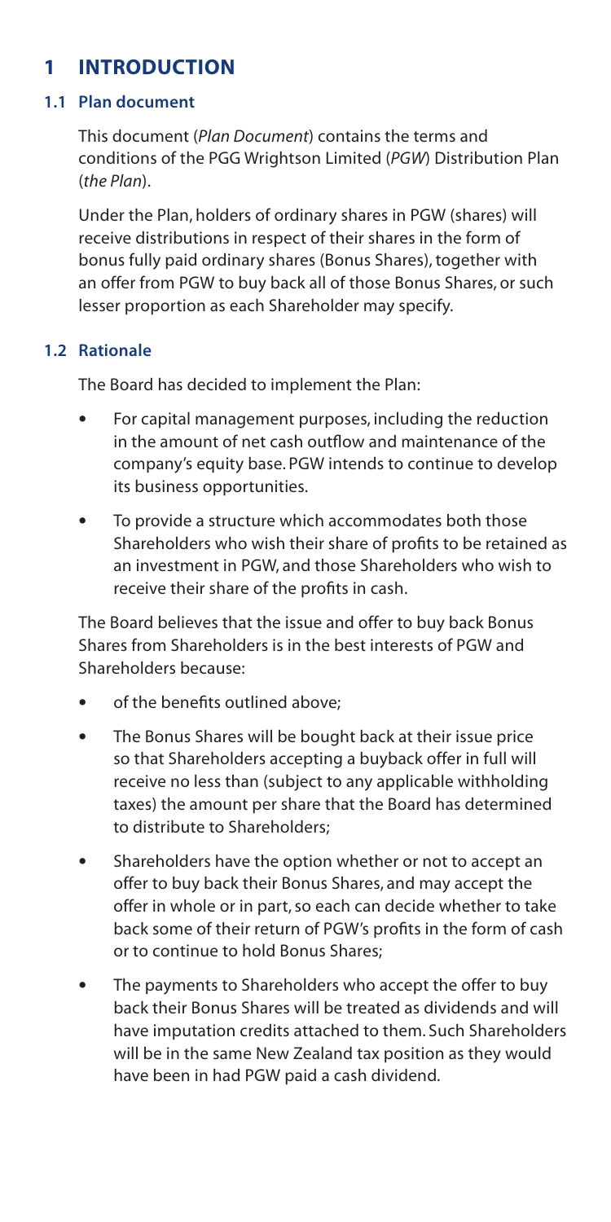# 1 INTRODUCTION

## 1.1 Plan document

This document (*Plan Document*) contains the terms and conditions of the PGG Wrightson Limited (*PGW*) Distribution Plan (*the Plan*).

Under the Plan, holders of ordinary shares in PGW (shares) will receive distributions in respect of their shares in the form of bonus fully paid ordinary shares (Bonus Shares), together with an offer from PGW to buy back all of those Bonus Shares, or such lesser proportion as each Shareholder may specify.

## 1.2 Rationale

The Board has decided to implement the Plan:

- For capital management purposes, including the reduction in the amount of net cash outflow and maintenance of the company's equity base. PGW intends to continue to develop its business opportunities.
- To provide a structure which accommodates both those Shareholders who wish their share of profits to be retained as an investment in PGW, and those Shareholders who wish to receive their share of the profits in cash.

The Board believes that the issue and offer to buy back Bonus Shares from Shareholders is in the best interests of PGW and Shareholders because:

- of the benefits outlined above;
- The Bonus Shares will be bought back at their issue price so that Shareholders accepting a buyback offer in full will receive no less than (subject to any applicable withholding taxes) the amount per share that the Board has determined to distribute to Shareholders;
- Shareholders have the option whether or not to accept an offer to buy back their Bonus Shares, and may accept the offer in whole or in part, so each can decide whether to take back some of their return of PGW's profits in the form of cash or to continue to hold Bonus Shares;
- The payments to Shareholders who accept the offer to buy back their Bonus Shares will be treated as dividends and will have imputation credits attached to them. Such Shareholders will be in the same New Zealand tax position as they would have been in had PGW paid a cash dividend.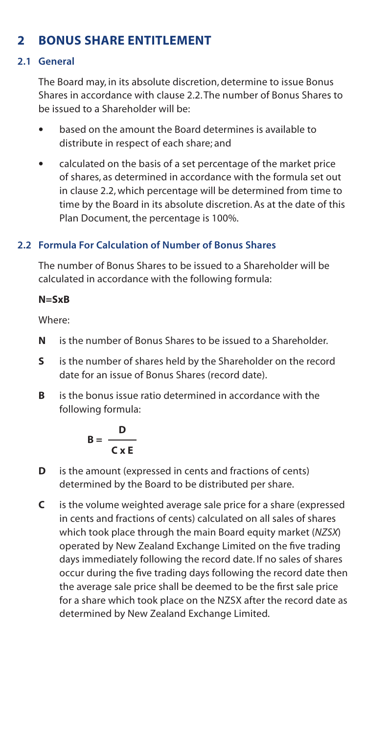## 2 BONUS SHARE ENTITLEMENT

### 2.1 General

The Board may, in its absolute discretion, determine to issue Bonus Shares in accordance with clause 2.2. The number of Bonus Shares to be issued to a Shareholder will be:

- based on the amount the Board determines is available to distribute in respect of each share; and
- calculated on the basis of a set percentage of the market price of shares, as determined in accordance with the formula set out in clause 2.2, which percentage will be determined from time to time by the Board in its absolute discretion. As at the date of this Plan Document, the percentage is 100%.

### 2.2 Formula For Calculation of Number of Bonus Shares

The number of Bonus Shares to be issued to a Shareholder will be calculated in accordance with the following formula:

**N=SxB**

Where:

**N** is the number of Bonus Shares to be issued to a Shareholder.

**S** is the number of shares held by the Shareholder on the record date for an issue of Bonus Shares (record date).

**B** is the bonus issue ratio determined in accordance with the following formula:

$$B = \frac{D}{C \times E}$$

**D** is the amount (expressed in cents and fractions of cents) determined by the Board to be distributed per share.

**C** is the volume weighted average sale price for a share (expressed in cents and fractions of cents) calculated on all sales of shares which took place through the main Board equity market (*NZSX*) operated by New Zealand Exchange Limited on the five trading days immediately following the record date. If no sales of shares occur during the five trading days following the record date then the average sale price shall be deemed to be the first sale price for a share which took place on the NZSX after the record date as determined by New Zealand Exchange Limited.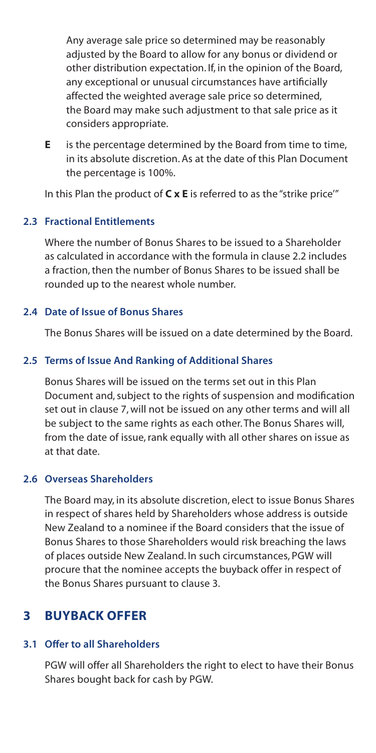Any average sale price so determined may be reasonably adjusted by the Board to allow for any bonus or dividend or other distribution expectation. If, in the opinion of the Board, any exceptional or unusual circumstances have artificially affected the weighted average sale price so determined, the Board may make such adjustment to that sale price as it considers appropriate.

**E** is the percentage determined by the Board from time to time, in its absolute discretion. As at the date of this Plan Document the percentage is 100%.

In this Plan the product of **C x E** is referred to as the "strike price'"

### 2.3 Fractional Entitlements

Where the number of Bonus Shares to be issued to a Shareholder as calculated in accordance with the formula in clause 2.2 includes a fraction, then the number of Bonus Shares to be issued shall be rounded up to the nearest whole number.

### 2.4 Date of Issue of Bonus Shares

The Bonus Shares will be issued on a date determined by the Board.

### 2.5 Terms of Issue And Ranking of Additional Shares

Bonus Shares will be issued on the terms set out in this Plan Document and, subject to the rights of suspension and modification set out in clause 7, will not be issued on any other terms and will all be subject to the same rights as each other. The Bonus Shares will, from the date of issue, rank equally with all other shares on issue as at that date.

### 2.6 Overseas Shareholders

The Board may, in its absolute discretion, elect to issue Bonus Shares in respect of shares held by Shareholders whose address is outside New Zealand to a nominee if the Board considers that the issue of Bonus Shares to those Shareholders would risk breaching the laws of places outside New Zealand. In such circumstances, PGW will procure that the nominee accepts the buyback offer in respect of the Bonus Shares pursuant to clause 3.

## 3 BUYBACK OFFER

### 3.1 Offer to all Shareholders

PGW will offer all Shareholders the right to elect to have their Bonus Shares bought back for cash by PGW.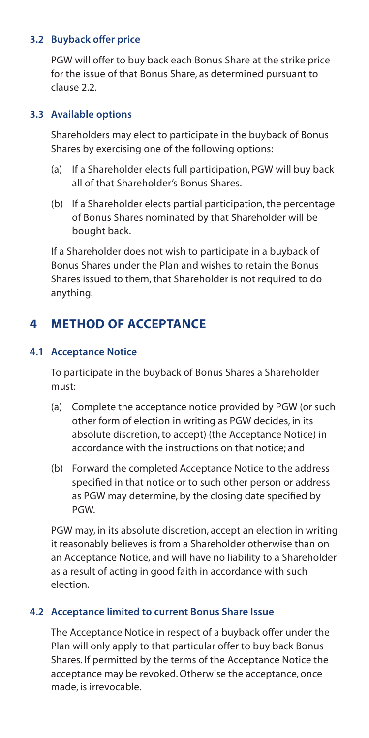### 3.2 Buyback offer price

PGW will offer to buy back each Bonus Share at the strike price for the issue of that Bonus Share, as determined pursuant to clause 2.2.

### 3.3 Available options

Shareholders may elect to participate in the buyback of Bonus Shares by exercising one of the following options:

(a) If a Shareholder elects full participation, PGW will buy back all of that Shareholder's Bonus Shares.

(b) If a Shareholder elects partial participation, the percentage of Bonus Shares nominated by that Shareholder will be bought back.

If a Shareholder does not wish to participate in a buyback of Bonus Shares under the Plan and wishes to retain the Bonus Shares issued to them, that Shareholder is not required to do anything.

## 4 METHOD OF ACCEPTANCE

### 4.1 Acceptance Notice

To participate in the buyback of Bonus Shares a Shareholder must:

(a) Complete the acceptance notice provided by PGW (or such other form of election in writing as PGW decides, in its absolute discretion, to accept) (the Acceptance Notice) in accordance with the instructions on that notice; and

(b) Forward the completed Acceptance Notice to the address specified in that notice or to such other person or address as PGW may determine, by the closing date specified by PGW.

PGW may, in its absolute discretion, accept an election in writing it reasonably believes is from a Shareholder otherwise than on an Acceptance Notice, and will have no liability to a Shareholder as a result of acting in good faith in accordance with such election.

### 4.2 Acceptance limited to current Bonus Share Issue

The Acceptance Notice in respect of a buyback offer under the Plan will only apply to that particular offer to buy back Bonus Shares. If permitted by the terms of the Acceptance Notice the acceptance may be revoked. Otherwise the acceptance, once made, is irrevocable.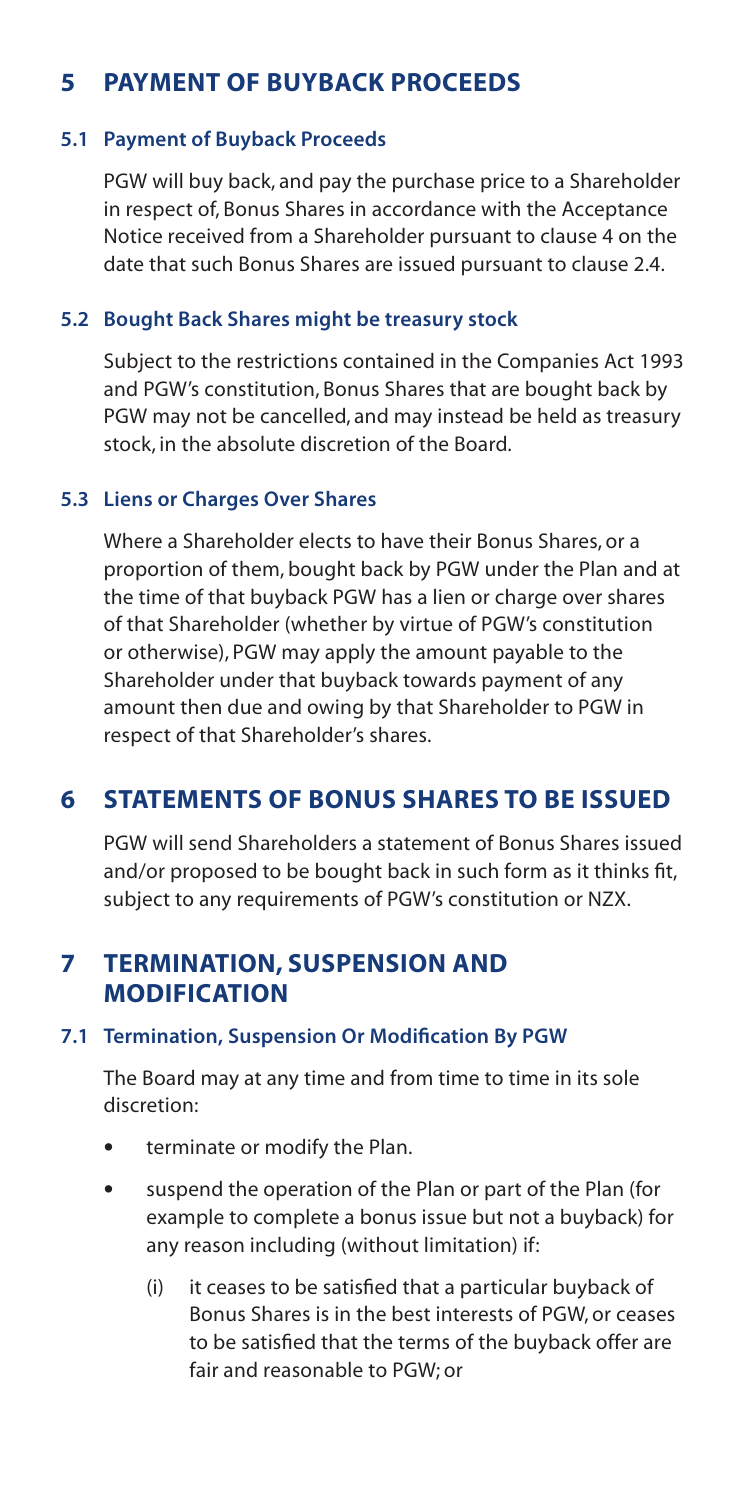## 5 PAYMENT OF BUYBACK PROCEEDS

### 5.1 Payment of Buyback Proceeds

PGW will buy back, and pay the purchase price to a Shareholder in respect of, Bonus Shares in accordance with the Acceptance Notice received from a Shareholder pursuant to clause 4 on the date that such Bonus Shares are issued pursuant to clause 2.4.

### 5.2 Bought Back Shares might be treasury stock

Subject to the restrictions contained in the Companies Act 1993 and PGW's constitution, Bonus Shares that are bought back by PGW may not be cancelled, and may instead be held as treasury stock, in the absolute discretion of the Board.

### 5.3 Liens or Charges Over Shares

Where a Shareholder elects to have their Bonus Shares, or a proportion of them, bought back by PGW under the Plan and at the time of that buyback PGW has a lien or charge over shares of that Shareholder (whether by virtue of PGW's constitution or otherwise), PGW may apply the amount payable to the Shareholder under that buyback towards payment of any amount then due and owing by that Shareholder to PGW in respect of that Shareholder's shares.

## 6 STATEMENTS OF BONUS SHARES TO BE ISSUED

PGW will send Shareholders a statement of Bonus Shares issued and/or proposed to be bought back in such form as it thinks fit, subject to any requirements of PGW's constitution or NZX.

## 7 TERMINATION, SUSPENSION AND MODIFICATION

### 7.1 Termination, Suspension Or Modification By PGW

The Board may at any time and from time to time in its sole discretion:

- terminate or modify the Plan.
- suspend the operation of the Plan or part of the Plan (for example to complete a bonus issue but not a buyback) for any reason including (without limitation) if:
  - (i) it ceases to be satisfied that a particular buyback of Bonus Shares is in the best interests of PGW, or ceases to be satisfied that the terms of the buyback offer are fair and reasonable to PGW; or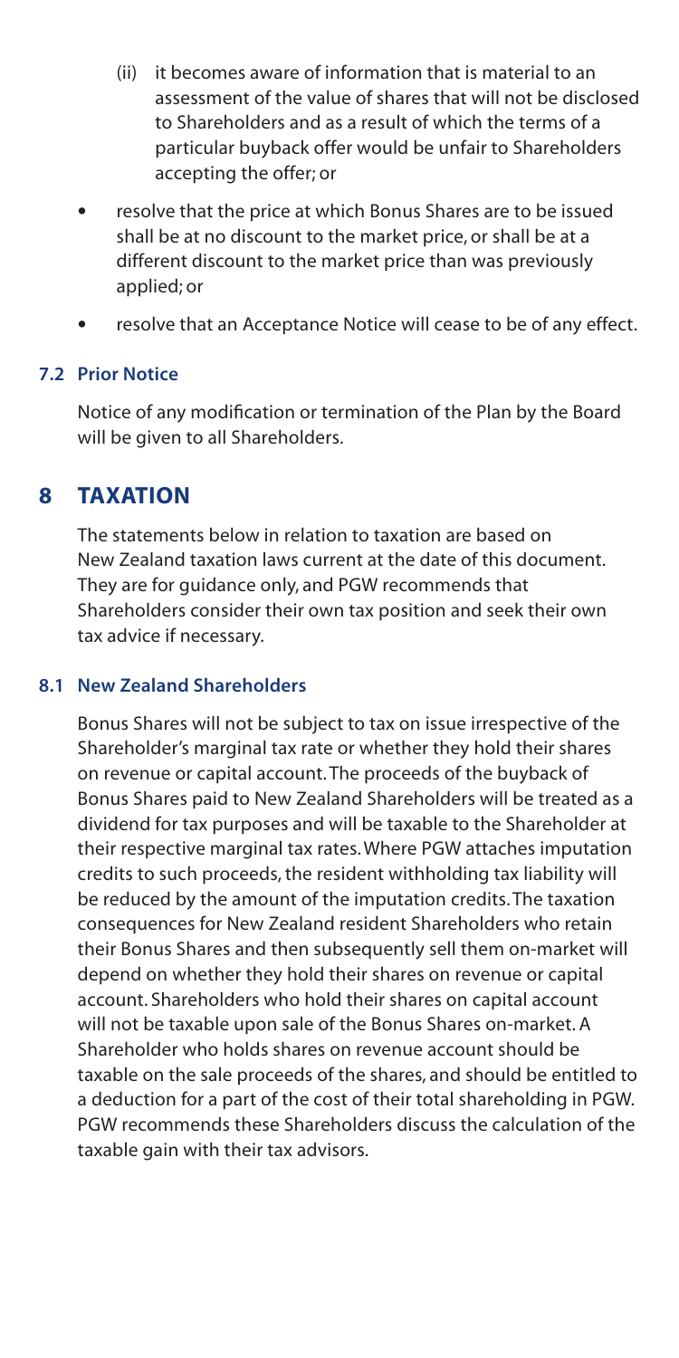(ii) it becomes aware of information that is material to an assessment of the value of shares that will not be disclosed to Shareholders and as a result of which the terms of a particular buyback offer would be unfair to Shareholders accepting the offer; or

- resolve that the price at which Bonus Shares are to be issued shall be at no discount to the market price, or shall be at a different discount to the market price than was previously applied; or
- resolve that an Acceptance Notice will cease to be of any effect.

### 7.2 Prior Notice

Notice of any modification or termination of the Plan by the Board will be given to all Shareholders.

## 8 TAXATION

The statements below in relation to taxation are based on New Zealand taxation laws current at the date of this document. They are for guidance only, and PGW recommends that Shareholders consider their own tax position and seek their own tax advice if necessary.

### 8.1 New Zealand Shareholders

Bonus Shares will not be subject to tax on issue irrespective of the Shareholder's marginal tax rate or whether they hold their shares on revenue or capital account. The proceeds of the buyback of Bonus Shares paid to New Zealand Shareholders will be treated as a dividend for tax purposes and will be taxable to the Shareholder at their respective marginal tax rates. Where PGW attaches imputation credits to such proceeds, the resident withholding tax liability will be reduced by the amount of the imputation credits. The taxation consequences for New Zealand resident Shareholders who retain their Bonus Shares and then subsequently sell them on-market will depend on whether they hold their shares on revenue or capital account. Shareholders who hold their shares on capital account will not be taxable upon sale of the Bonus Shares on-market. A Shareholder who holds shares on revenue account should be taxable on the sale proceeds of the shares, and should be entitled to a deduction for a part of the cost of their total shareholding in PGW. PGW recommends these Shareholders discuss the calculation of the taxable gain with their tax advisors.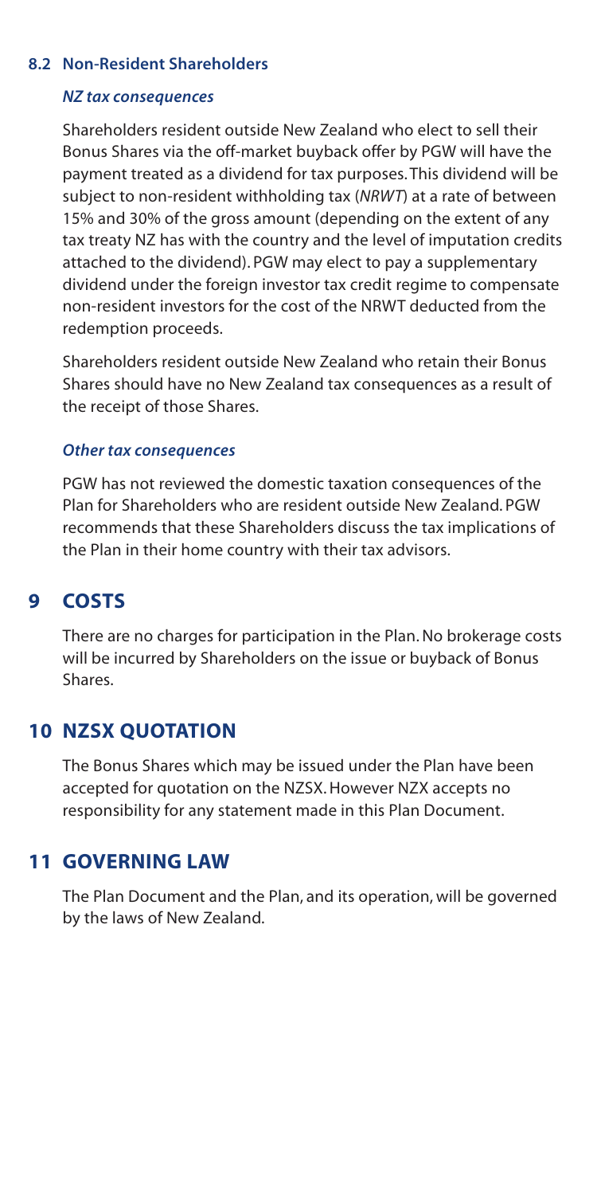### 8.2 Non-Resident Shareholders

***NZ tax consequences***

Shareholders resident outside New Zealand who elect to sell their Bonus Shares via the off-market buyback offer by PGW will have the payment treated as a dividend for tax purposes. This dividend will be subject to non-resident withholding tax (*NRWT*) at a rate of between 15% and 30% of the gross amount (depending on the extent of any tax treaty NZ has with the country and the level of imputation credits attached to the dividend). PGW may elect to pay a supplementary dividend under the foreign investor tax credit regime to compensate non-resident investors for the cost of the NRWT deducted from the redemption proceeds.

Shareholders resident outside New Zealand who retain their Bonus Shares should have no New Zealand tax consequences as a result of the receipt of those Shares.

***Other tax consequences***

PGW has not reviewed the domestic taxation consequences of the Plan for Shareholders who are resident outside New Zealand. PGW recommends that these Shareholders discuss the tax implications of the Plan in their home country with their tax advisors.

## 9 COSTS

There are no charges for participation in the Plan. No brokerage costs will be incurred by Shareholders on the issue or buyback of Bonus Shares.

## 10 NZSX QUOTATION

The Bonus Shares which may be issued under the Plan have been accepted for quotation on the NZSX. However NZX accepts no responsibility for any statement made in this Plan Document.

## 11 GOVERNING LAW

The Plan Document and the Plan, and its operation, will be governed by the laws of New Zealand.